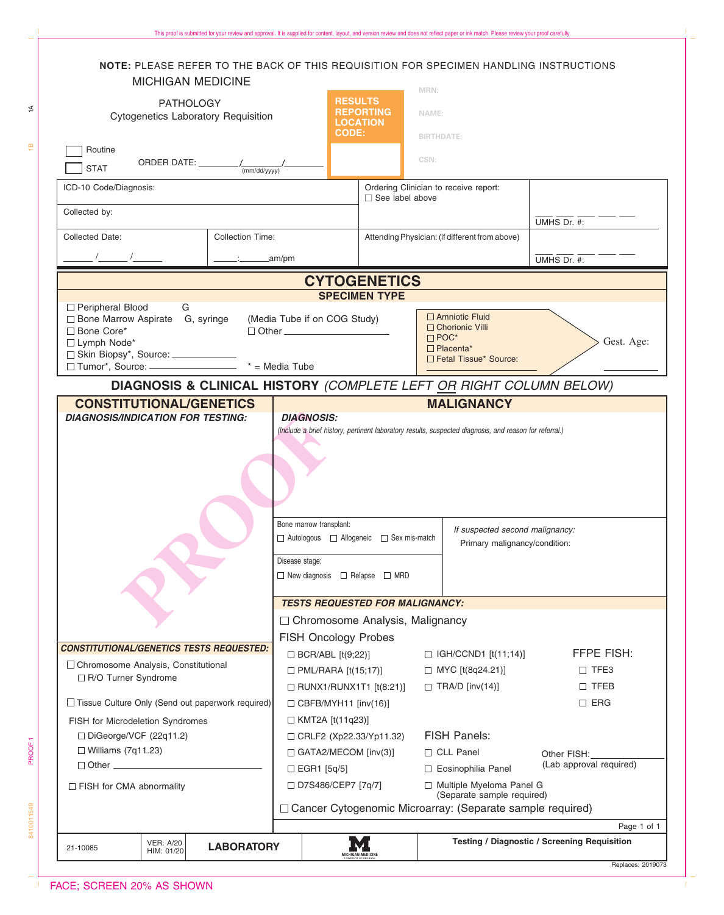**NOTE:** PLEASE REFER TO THE BACK OF THIS REQUISITION FOR SPECIMEN HANDLING INSTRUCTIONS

# MICHIGAN MEDICINE

PATHOLOGY
Cytogenetics Laboratory Requisition

☐ Routine
☐ STAT

ORDER DATE: ________/________/________ (mm/dd/yyyy)

**RESULTS REPORTING LOCATION CODE:**

MRN:
NAME:
BIRTHDATE:
CSN:

| | | |
|---|---|---|
| ICD-10 Code/Diagnosis: | Ordering Clinician to receive report: ☐ See label above | UMHS Dr. #: |
| Collected by: | | |
| Collected Date: ______/______/______ &nbsp;&nbsp; Collection Time: _____:______am/pm | Attending Physician: (if different from above) | UMHS Dr. #: |

## CYTOGENETICS

### SPECIMEN TYPE

- ☐ Peripheral Blood G
- ☐ Bone Marrow Aspirate G, syringe (Media Tube if on COG Study)
- ☐ Bone Core*
- ☐ Lymph Node*
- ☐ Skin Biopsy*, Source: ____________
- ☐ Tumor*, Source: ____________
- ☐ Other ____________

\* = Media Tube

- ☐ Amniotic Fluid
- ☐ Chorionic Villi
- ☐ POC*
- ☐ Placenta*
- ☐ Fetal Tissue* Source: ____________

Gest. Age: ____________

## DIAGNOSIS & CLINICAL HISTORY *(COMPLETE LEFT OR RIGHT COLUMN BELOW)*

### CONSTITUTIONAL/GENETICS

***DIAGNOSIS/INDICATION FOR TESTING:***

***CONSTITUTIONAL/GENETICS TESTS REQUESTED:***

- ☐ Chromosome Analysis, Constitutional
  - ☐ R/O Turner Syndrome
- ☐ Tissue Culture Only (Send out paperwork required)
- FISH for Microdeletion Syndromes
  - ☐ DiGeorge/VCF (22q11.2)
  - ☐ Williams (7q11.23)
  - ☐ Other ____________
- ☐ FISH for CMA abnormality

### MALIGNANCY

***DIAGNOSIS:***

*(Include a brief history, pertinent laboratory results, suspected diagnosis, and reason for referral.)*

Bone marrow transplant: ☐ Autologous ☐ Allogeneic ☐ Sex mis-match

Disease stage: ☐ New diagnosis ☐ Relapse ☐ MRD

*If suspected second malignancy:*
Primary malignancy/condition:

***TESTS REQUESTED FOR MALIGNANCY:***

☐ Chromosome Analysis, Malignancy

FISH Oncology Probes

- ☐ BCR/ABL [t(9;22)]
- ☐ PML/RARA [t(15;17)]
- ☐ RUNX1/RUNX1T1 [t(8;21)]
- ☐ CBFB/MYH11 [inv(16)]
- ☐ KMT2A [t(11q23)]
- ☐ CRLF2 (Xp22.33/Yp11.32)
- ☐ GATA2/MECOM [inv(3)]
- ☐ EGR1 [5q/5]
- ☐ D7S486/CEP7 [7q/7]
- ☐ IGH/CCND1 [t(11;14)]
- ☐ MYC [t(8q24.21)]
- ☐ TRA/D [inv(14)]

FISH Panels:

- ☐ CLL Panel
- ☐ Eosinophilia Panel
- ☐ Multiple Myeloma Panel G (Separate sample required)

FFPE FISH:

- ☐ TFE3
- ☐ TFEB
- ☐ ERG

Other FISH: ____________ (Lab approval required)

☐ Cancer Cytogenomic Microarray: (Separate sample required)

| 21-10085 | VER: A/20 HIM: 01/20 | LABORATORY | MICHIGAN MEDICINE | Testing / Diagnostic / Screening Requisition |
|---|---|---|---|---|

Replaces: 2019073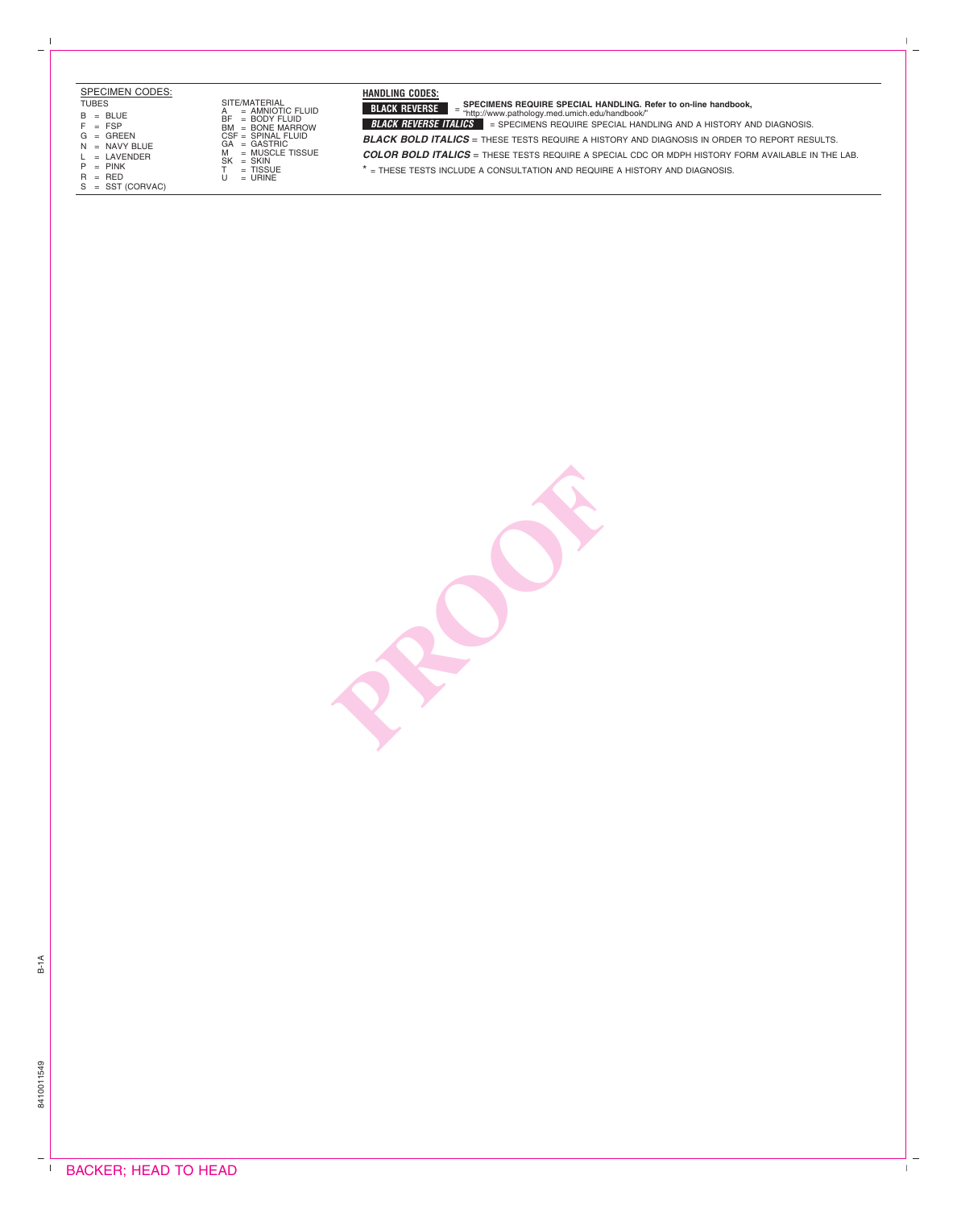SPECIMEN CODES:

TUBES
- B = BLUE
- F = FSP
- G = GREEN
- N = NAVY BLUE
- L = LAVENDER
- P = PINK
- R = RED
- S = SST (CORVAC)

SITE/MATERIAL
- A = AMNIOTIC FLUID
- BF = BODY FLUID
- BM = BONE MARROW
- CSF = SPINAL FLUID
- GA = GASTRIC
- M = MUSCLE TISSUE
- SK = SKIN
- T = TISSUE
- U = URINE

**HANDLING CODES:**

**BLACK REVERSE** = **SPECIMENS REQUIRE SPECIAL HANDLING. Refer to on-line handbook,** "http://www.pathology.med.umich.edu/handbook/"

***BLACK REVERSE ITALICS*** = SPECIMENS REQUIRE SPECIAL HANDLING AND A HISTORY AND DIAGNOSIS.

***BLACK BOLD ITALICS*** = THESE TESTS REQUIRE A HISTORY AND DIAGNOSIS IN ORDER TO REPORT RESULTS.

***COLOR BOLD ITALICS*** = THESE TESTS REQUIRE A SPECIAL CDC OR MDPH HISTORY FORM AVAILABLE IN THE LAB.

* = THESE TESTS INCLUDE A CONSULTATION AND REQUIRE A HISTORY AND DIAGNOSIS.

PROOF

B-1A

8410011549

BACKER; HEAD TO HEAD